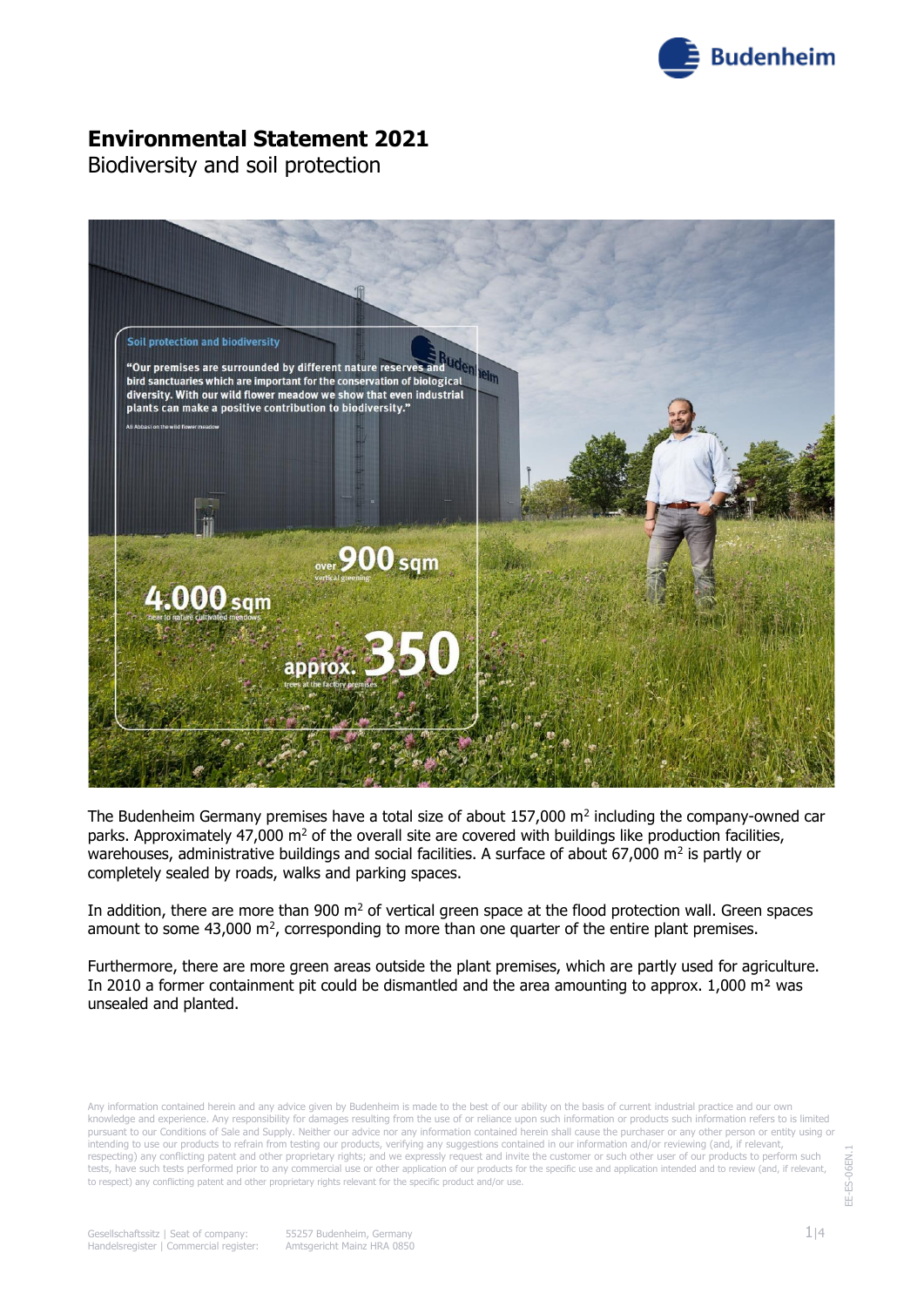# Environmental Statement 2021

Biodiversity and soil protection

The Budenheim Germany premises have a total size of about 157,000 m$^2$ including the company-owned car parks. Approximately 47,000 m$^2$ of the overall site are covered with buildings like production facilities, warehouses, administrative buildings and social facilities. A surface of about 67,000 m$^2$ is partly or completely sealed by roads, walks and parking spaces.

In addition, there are more than 900 m$^2$ of vertical green space at the flood protection wall. Green spaces amount to some 43,000 m$^2$, corresponding to more than one quarter of the entire plant premises.

Furthermore, there are more green areas outside the plant premises, which are partly used for agriculture. In 2010 a former containment pit could be dismantled and the area amounting to approx. 1,000 m$^2$ was unsealed and planted.

Any information contained herein and any advice given by Budenheim is made to the best of our ability on the basis of current industrial practice and our own knowledge and experience. Any responsibility for damages resulting from the use of or reliance upon such information or products such information refers to is limited pursuant to our Conditions of Sale and Supply. Neither our advice nor any information contained herein shall cause the purchaser or any other person or entity using or intending to use our products to refrain from testing our products, verifying any suggestions contained in our information and/or reviewing (and, if relevant, respecting) any conflicting patent and other proprietary rights; and we expressly request and invite the customer or such other user of our products to perform such tests, have such tests performed prior to any commercial use or other application of our products for the specific use and application intended and to review (and, if relevant, to respect) any conflicting patent and other proprietary rights relevant for the specific product and/or use.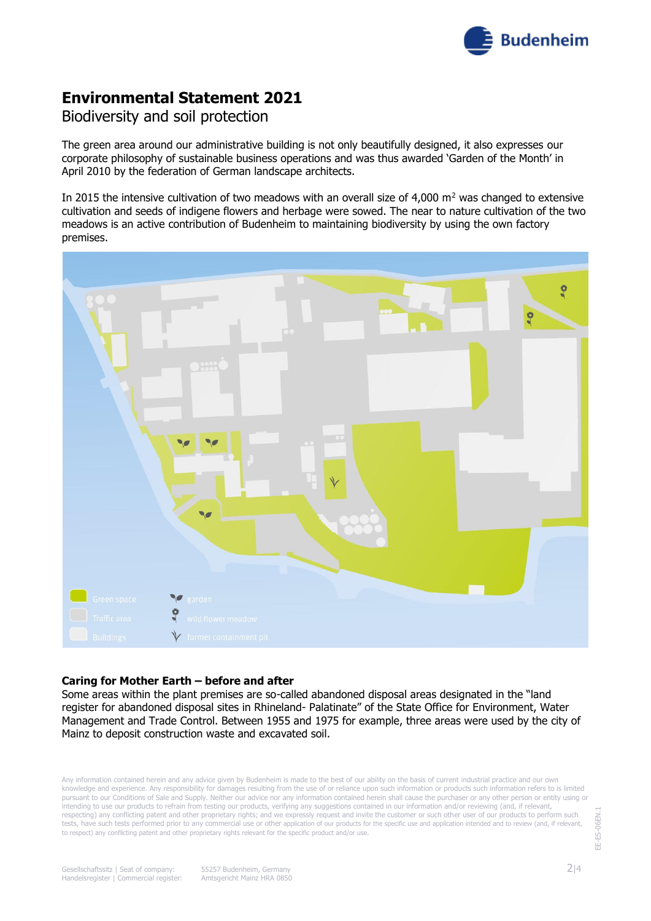# Environmental Statement 2021

## Biodiversity and soil protection

The green area around our administrative building is not only beautifully designed, it also expresses our corporate philosophy of sustainable business operations and was thus awarded 'Garden of the Month' in April 2010 by the federation of German landscape architects.

In 2015 the intensive cultivation of two meadows with an overall size of 4,000 m² was changed to extensive cultivation and seeds of indigene flowers and herbage were sowed. The near to nature cultivation of the two meadows is an active contribution of Budenheim to maintaining biodiversity by using the own factory premises.

Green space | garden
Traffic area | wild flower meadow
Buildings | former containment pit

**Caring for Mother Earth – before and after**

Some areas within the plant premises are so-called abandoned disposal areas designated in the "land register for abandoned disposal sites in Rhineland- Palatinate" of the State Office for Environment, Water Management and Trade Control. Between 1955 and 1975 for example, three areas were used by the city of Mainz to deposit construction waste and excavated soil.

Any information contained herein and any advice given by Budenheim is made to the best of our ability on the basis of current industrial practice and our own knowledge and experience. Any responsibility for damages resulting from the use of or reliance upon such information or products such information refers to is limited pursuant to our Conditions of Sale and Supply. Neither our advice nor any information contained herein shall cause the purchaser or any other person or entity using or intending to use our products to refrain from testing our products, verifying any suggestions contained in our information and/or reviewing (and, if relevant, respecting) any conflicting patent and other proprietary rights; and we expressly request and invite the customer or such other user of our products to perform such tests, have such tests performed prior to any commercial use or other application of our products for the specific use and application intended and to review (and, if relevant, to respect) any conflicting patent and other proprietary rights relevant for the specific product and/or use.

Gesellschaftssitz | Seat of company: 55257 Budenheim, Germany
Handelsregister | Commercial register: Amtsgericht Mainz HRA 0850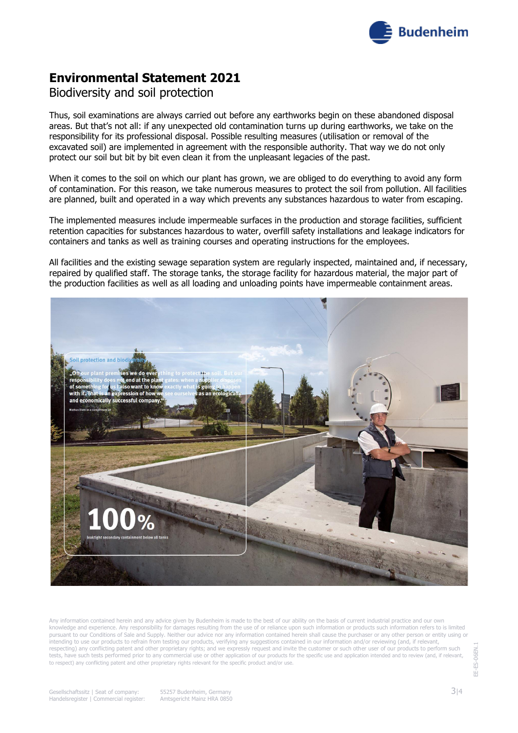# Environmental Statement 2021

## Biodiversity and soil protection

Thus, soil examinations are always carried out before any earthworks begin on these abandoned disposal areas. But that's not all: if any unexpected old contamination turns up during earthworks, we take on the responsibility for its professional disposal. Possible resulting measures (utilisation or removal of the excavated soil) are implemented in agreement with the responsible authority. That way we do not only protect our soil but bit by bit even clean it from the unpleasant legacies of the past.

When it comes to the soil on which our plant has grown, we are obliged to do everything to avoid any form of contamination. For this reason, we take numerous measures to protect the soil from pollution. All facilities are planned, built and operated in a way which prevents any substances hazardous to water from escaping.

The implemented measures include impermeable surfaces in the production and storage facilities, sufficient retention capacities for substances hazardous to water, overfill safety installations and leakage indicators for containers and tanks as well as training courses and operating instructions for the employees.

All facilities and the existing sewage separation system are regularly inspected, maintained and, if necessary, repaired by qualified staff. The storage tanks, the storage facility for hazardous material, the major part of the production facilities as well as all loading and unloading points have impermeable containment areas.

Any information contained herein and any advice given by Budenheim is made to the best of our ability on the basis of current industrial practice and our own knowledge and experience. Any responsibility for damages resulting from the use of or reliance upon such information or products such information refers to is limited pursuant to our Conditions of Sale and Supply. Neither our advice nor any information contained herein shall cause the purchaser or any other person or entity using or intending to use our products to refrain from testing our products, verifying any suggestions contained in our information and/or reviewing (and, if relevant, respecting) any conflicting patent and other proprietary rights; and we expressly request and invite the customer or such other user of our products to perform such tests, have such tests performed prior to any commercial use or other application of our products for the specific use and application intended and to review (and, if relevant, to respect) any conflicting patent and other proprietary rights relevant for the specific product and/or use.

Gesellschaftssitz | Seat of company: 55257 Budenheim, Germany
Handelsregister | Commercial register: Amtsgericht Mainz HRA 0850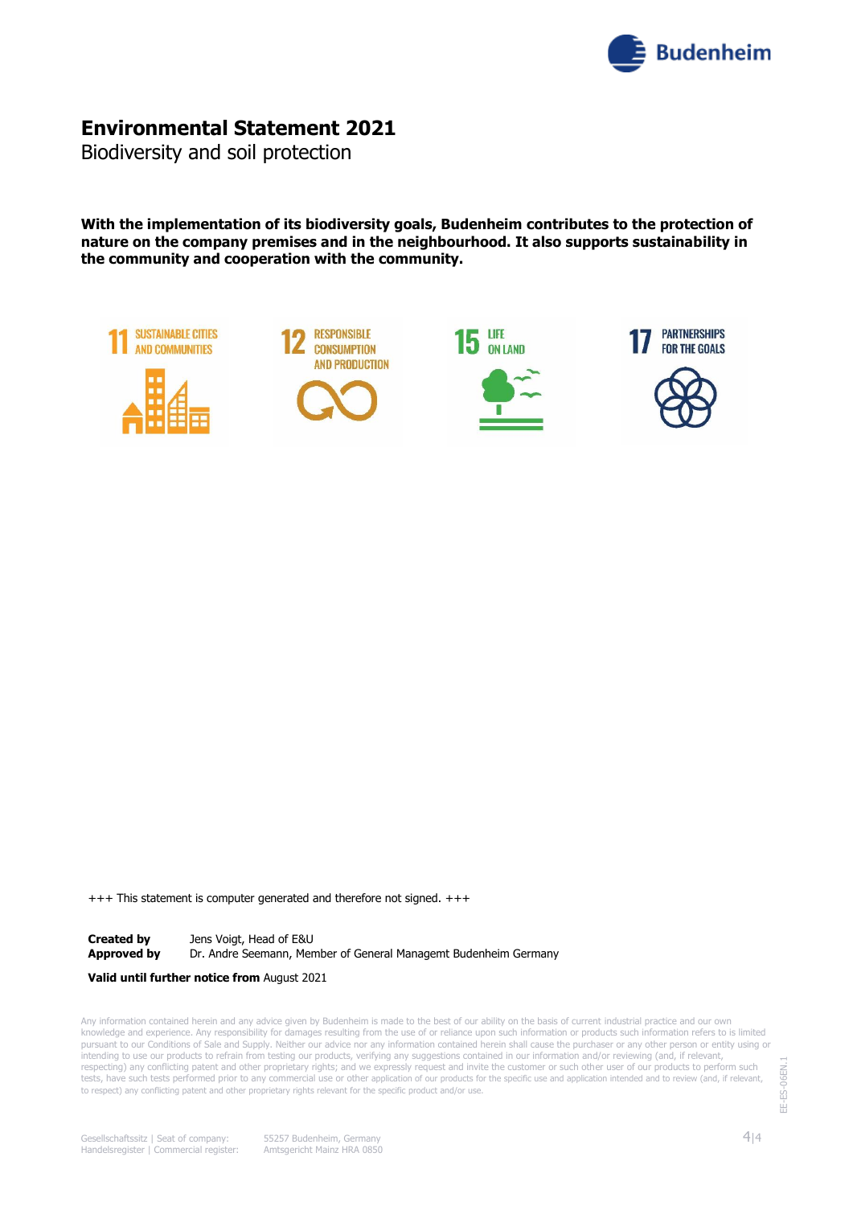# Environmental Statement 2021

Biodiversity and soil protection

**With the implementation of its biodiversity goals, Budenheim contributes to the protection of nature on the company premises and in the neighbourhood. It also supports sustainability in the community and cooperation with the community.**

11 SUSTAINABLE CITIES AND COMMUNITIES

12 RESPONSIBLE CONSUMPTION AND PRODUCTION

15 LIFE ON LAND

17 PARTNERSHIPS FOR THE GOALS

+++ This statement is computer generated and therefore not signed. +++

**Created by** Jens Voigt, Head of E&U

**Approved by** Dr. Andre Seemann, Member of General Managemt Budenheim Germany

**Valid until further notice from** August 2021

Any information contained herein and any advice given by Budenheim is made to the best of our ability on the basis of current industrial practice and our own knowledge and experience. Any responsibility for damages resulting from the use of or reliance upon such information or products such information refers to is limited pursuant to our Conditions of Sale and Supply. Neither our advice nor any information contained herein shall cause the purchaser or any other person or entity using or intending to use our products to refrain from testing our products, verifying any suggestions contained in our information and/or reviewing (and, if relevant, respecting) any conflicting patent and other proprietary rights; and we expressly request and invite the customer or such other user of our products to perform such tests, have such tests performed prior to any commercial use or other application of our products for the specific use and application intended and to review (and, if relevant, to respect) any conflicting patent and other proprietary rights relevant for the specific product and/or use.

Gesellschaftssitz | Seat of company: 55257 Budenheim, Germany
Handelsregister | Commercial register: Amtsgericht Mainz HRA 0850

EE-ES-06EN.1